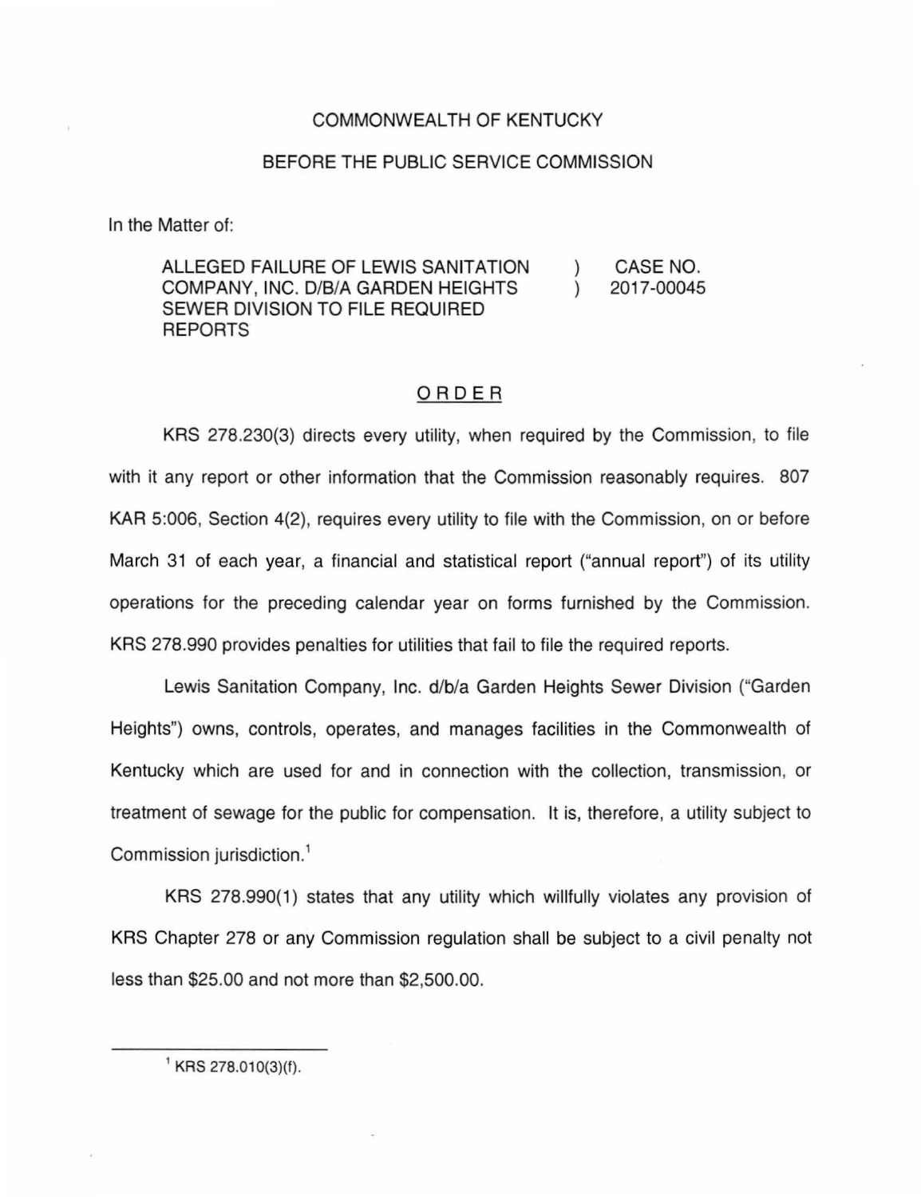COMMONWEALTH OF KENTUCKY

BEFORE THE PUBLIC SERVICE COMMISSION

In the Matter of:

| | | |
|---|---|---|
| ALLEGED FAILURE OF LEWIS SANITATION COMPANY, INC. D/B/A GARDEN HEIGHTS SEWER DIVISION TO FILE REQUIRED REPORTS | ) ) | CASE NO. 2017-00045 |

## ORDER

KRS 278.230(3) directs every utility, when required by the Commission, to file with it any report or other information that the Commission reasonably requires. 807 KAR 5:006, Section 4(2), requires every utility to file with the Commission, on or before March 31 of each year, a financial and statistical report ("annual report") of its utility operations for the preceding calendar year on forms furnished by the Commission. KRS 278.990 provides penalties for utilities that fail to file the required reports.

Lewis Sanitation Company, Inc. d/b/a Garden Heights Sewer Division ("Garden Heights") owns, controls, operates, and manages facilities in the Commonwealth of Kentucky which are used for and in connection with the collection, transmission, or treatment of sewage for the public for compensation. It is, therefore, a utility subject to Commission jurisdiction.[1]

KRS 278.990(1) states that any utility which willfully violates any provision of KRS Chapter 278 or any Commission regulation shall be subject to a civil penalty not less than $25.00 and not more than $2,500.00.

---

[1] KRS 278.010(3)(f).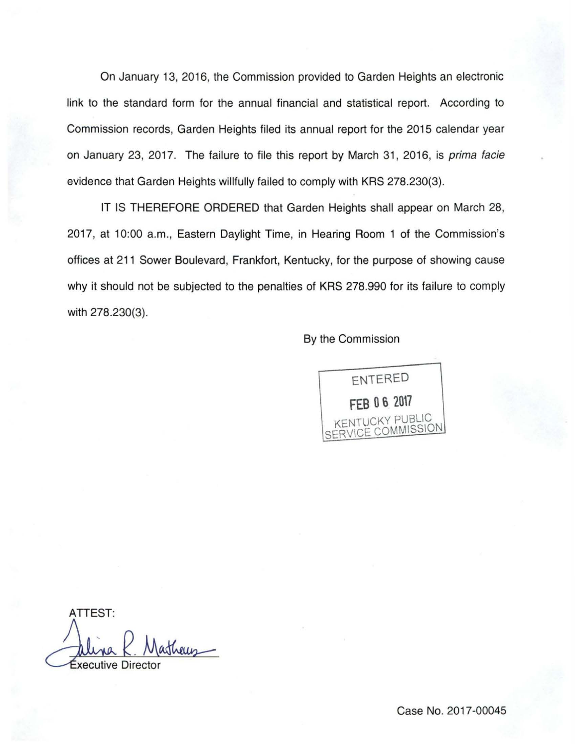On January 13, 2016, the Commission provided to Garden Heights an electronic link to the standard form for the annual financial and statistical report. According to Commission records, Garden Heights filed its annual report for the 2015 calendar year on January 23, 2017. The failure to file this report by March 31, 2016, is *prima facie* evidence that Garden Heights willfully failed to comply with KRS 278.230(3).

IT IS THEREFORE ORDERED that Garden Heights shall appear on March 28, 2017, at 10:00 a.m., Eastern Daylight Time, in Hearing Room 1 of the Commission's offices at 211 Sower Boulevard, Frankfort, Kentucky, for the purpose of showing cause why it should not be subjected to the penalties of KRS 278.990 for its failure to comply with 278.230(3).

By the Commission

ENTERED
FEB 06 2017
KENTUCKY PUBLIC SERVICE COMMISSION

ATTEST:

Executive Director

Case No. 2017-00045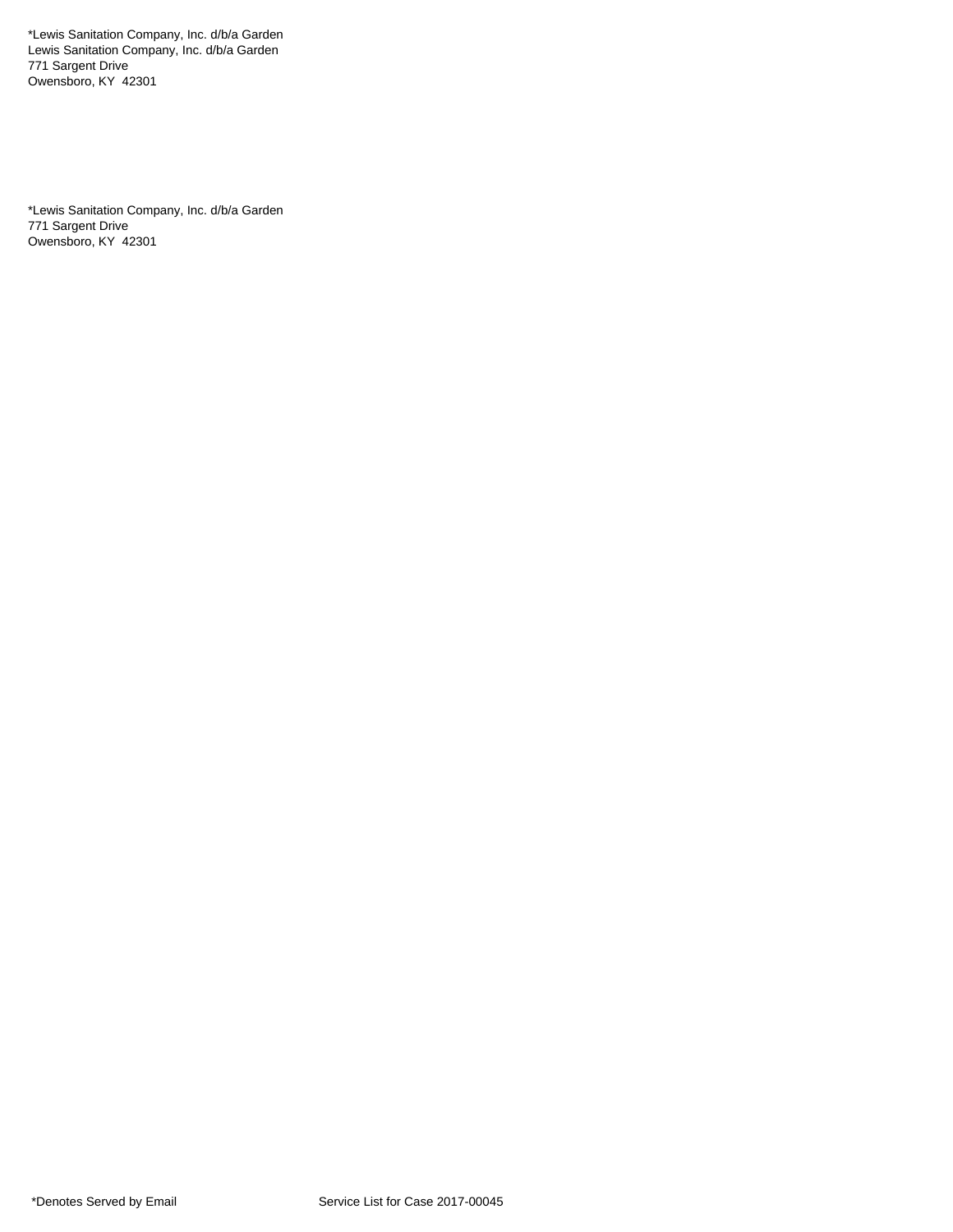*Lewis Sanitation Company, Inc. d/b/a Garden
Lewis Sanitation Company, Inc. d/b/a Garden
771 Sargent Drive
Owensboro, KY  42301

*Lewis Sanitation Company, Inc. d/b/a Garden
771 Sargent Drive
Owensboro, KY  42301